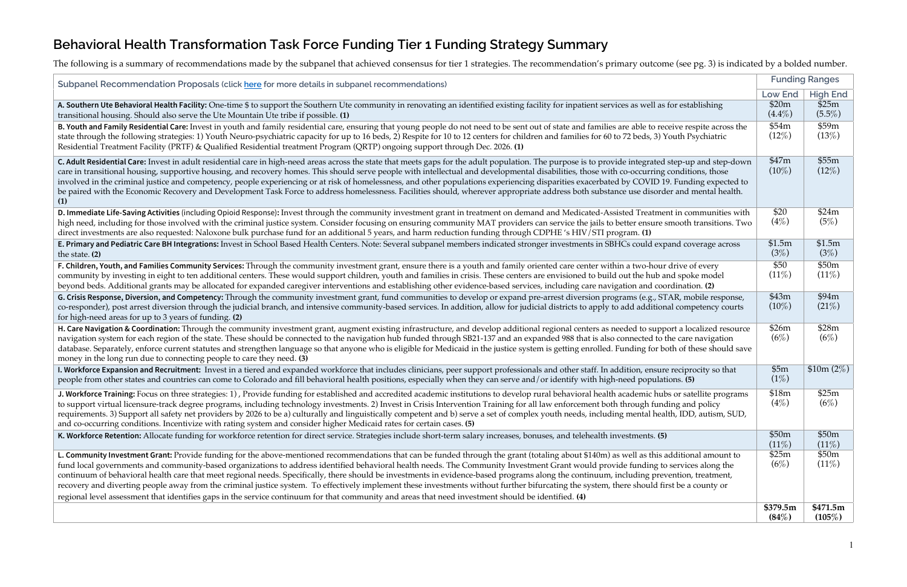# Behavioral Health Transformation Task Force Funding Tier 1 Funding Strategy Summary

The following is a summary of recommendations made by the subpanel that achieved consensus for tier 1 strategies. The recommendation's primary outcome (see pg. 3) is indicated by a bolded number.

| **Subpanel Recommendation Proposals** (click here for more details in subpanel recommendations) | **Funding Ranges** | |
|---|---|---|
| | **Low End** | **High End** |
| **A. Southern Ute Behavioral Health Facility:** One-time $ to support the Southern Ute community in renovating an identified existing facility for inpatient services as well as for establishing transitional housing. Should also serve the Ute Mountain Ute tribe if possible. **(1)** | $20m (4.4%) | $25m (5.5%) |
| **B. Youth and Family Residential Care:** Invest in youth and family residential care, ensuring that young people do not need to be sent out of state and families are able to receive respite across the state through the following strategies: 1) Youth Neuro-psychiatric capacity for up to 16 beds, 2) Respite for 10 to 12 centers for children and families for 60 to 72 beds, 3) Youth Psychiatric Residential Treatment Facility (PRTF) & Qualified Residential treatment Program (QRTP) ongoing support through Dec. 2026. **(1)** | $54m (12%) | $59m (13%) |
| **C. Adult Residential Care:** Invest in adult residential care in high-need areas across the state that meets gaps for the adult population. The purpose is to provide integrated step-up and step-down care in transitional housing, supportive housing, and recovery homes. This should serve people with intellectual and developmental disabilities, those with co-occurring conditions, those involved in the criminal justice and competency, people experiencing or at risk of homelessness, and other populations experiencing disparities exacerbated by COVID 19. Funding expected to be paired with the Economic Recovery and Development Task Force to address homelessness. Facilities should, wherever appropriate address both substance use disorder and mental health. **(1)** | $47m (10%) | $55m (12%) |
| **D. Immediate Life-Saving Activities** (including Opioid Response)**:** Invest through the community investment grant in treatment on demand and Medicated-Assisted Treatment in communities with high need, including for those involved with the criminal justice system. Consider focusing on ensuring community MAT providers can service the jails to better ensure smooth transitions. Two direct investments are also requested: Naloxone bulk purchase fund for an additional 5 years, and harm reduction funding through CDPHE 's HIV/STI program. **(1)** | $20 (4%) | $24m (5%) |
| **E. Primary and Pediatric Care BH Integrations:** Invest in School Based Health Centers. Note: Several subpanel members indicated stronger investments in SBHCs could expand coverage across the state. **(2)** | $1.5m (3%) | $1.5m (3%) |
| **F. Children, Youth, and Families Community Services:** Through the community investment grant, ensure there is a youth and family oriented care center within a two-hour drive of every community by investing in eight to ten additional centers. These would support children, youth and families in crisis. These centers are envisioned to build out the hub and spoke model beyond beds. Additional grants may be allocated for expanded caregiver interventions and establishing other evidence-based services, including care navigation and coordination. **(2)** | $50 (11%) | $50m (11%) |
| **G. Crisis Response, Diversion, and Competency:** Through the community investment grant, fund communities to develop or expand pre-arrest diversion programs (e.g., STAR, mobile response, co-responder), post arrest diversion through the judicial branch, and intensive community-based services. In addition, allow for judicial districts to apply to add additional competency courts for high-need areas for up to 3 years of funding. **(2)** | $43m (10%) | $94m (21%) |
| **H. Care Navigation & Coordination:** Through the community investment grant, augment existing infrastructure, and develop additional regional centers as needed to support a localized resource navigation system for each region of the state. These should be connected to the navigation hub funded through SB21-137 and an expanded 988 that is also connected to the care navigation database. Separately, enforce current statutes and strengthen language so that anyone who is eligible for Medicaid in the justice system is getting enrolled. Funding for both of these should save money in the long run due to connecting people to care they need. **(3)** | $26m (6%) | $28m (6%) |
| **I. Workforce Expansion and Recruitment:** Invest in a tiered and expanded workforce that includes clinicians, peer support professionals and other staff. In addition, ensure reciprocity so that people from other states and countries can come to Colorado and fill behavioral health positions, especially when they can serve and/or identify with high-need populations. **(5)** | $5m (1%) | $10m (2%) |
| **J. Workforce Training:** Focus on three strategies: 1) , Provide funding for established and accredited academic institutions to develop rural behavioral health academic hubs or satellite programs to support virtual licensure-track degree programs, including technology investments. 2) Invest in Crisis Intervention Training for all law enforcement both through funding and policy requirements. 3) Support all safety net providers by 2026 to be a) culturally and linguistically competent and b) serve a set of complex youth needs, including mental health, IDD, autism, SUD, and co-occurring conditions. Incentivize with rating system and consider higher Medicaid rates for certain cases. **(5)** | $18m (4%) | $25m (6%) |
| **K. Workforce Retention:** Allocate funding for workforce retention for direct service. Strategies include short-term salary increases, bonuses, and telehealth investments. **(5)** | $50m (11%) | $50m (11%) |
| **L. Community Investment Grant:** Provide funding for the above-mentioned recommendations that can be funded through the grant (totaling about $140m) as well as this additional amount to fund local governments and community-based organizations to address identified behavioral health needs. The Community Investment Grant would provide funding to services along the continuum of behavioral health care that meet regional needs. Specifically, there should be investments in evidence-based programs along the continuum, including prevention, treatment, recovery and diverting people away from the criminal justice system. To effectively implement these investments without further bifurcating the system, there should first be a county or regional level assessment that identifies gaps in the service continuum for that community and areas that need investment should be identified. **(4)** | $25m (6%) | $50m (11%) |
| | **$379.5m (84%)** | **$471.5m (105%)** |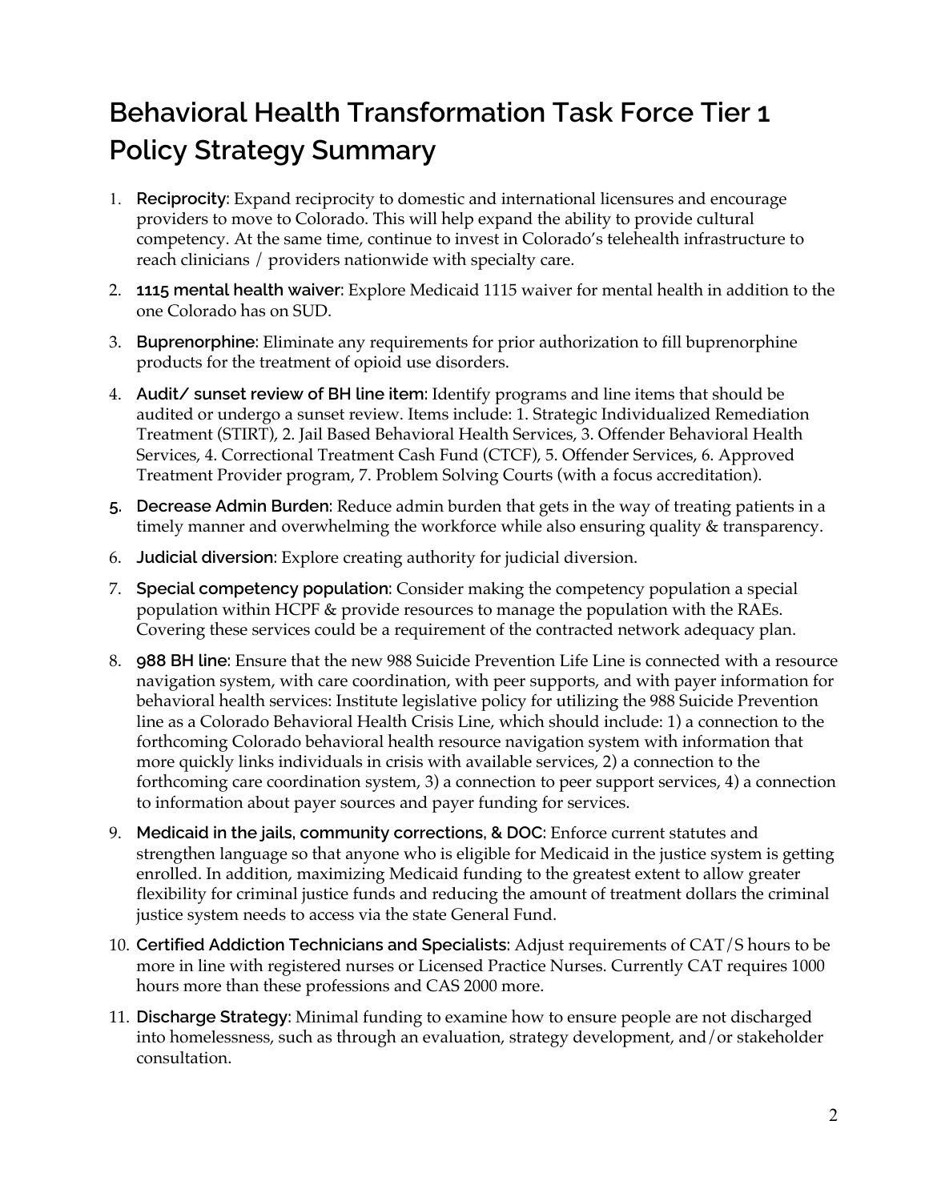# Behavioral Health Transformation Task Force Tier 1 Policy Strategy Summary

1. **Reciprocity**: Expand reciprocity to domestic and international licensures and encourage providers to move to Colorado. This will help expand the ability to provide cultural competency. At the same time, continue to invest in Colorado's telehealth infrastructure to reach clinicians / providers nationwide with specialty care.
2. **1115 mental health waiver**: Explore Medicaid 1115 waiver for mental health in addition to the one Colorado has on SUD.
3. **Buprenorphine**: Eliminate any requirements for prior authorization to fill buprenorphine products for the treatment of opioid use disorders.
4. **Audit/ sunset review of BH line item**: Identify programs and line items that should be audited or undergo a sunset review. Items include: 1. Strategic Individualized Remediation Treatment (STIRT), 2. Jail Based Behavioral Health Services, 3. Offender Behavioral Health Services, 4. Correctional Treatment Cash Fund (CTCF), 5. Offender Services, 6. Approved Treatment Provider program, 7. Problem Solving Courts (with a focus accreditation).
5. **Decrease Admin Burden**: Reduce admin burden that gets in the way of treating patients in a timely manner and overwhelming the workforce while also ensuring quality & transparency.
6. **Judicial diversion**: Explore creating authority for judicial diversion.
7. **Special competency population**: Consider making the competency population a special population within HCPF & provide resources to manage the population with the RAEs. Covering these services could be a requirement of the contracted network adequacy plan.
8. **988 BH line**: Ensure that the new 988 Suicide Prevention Life Line is connected with a resource navigation system, with care coordination, with peer supports, and with payer information for behavioral health services: Institute legislative policy for utilizing the 988 Suicide Prevention line as a Colorado Behavioral Health Crisis Line, which should include: 1) a connection to the forthcoming Colorado behavioral health resource navigation system with information that more quickly links individuals in crisis with available services, 2) a connection to the forthcoming care coordination system, 3) a connection to peer support services, 4) a connection to information about payer sources and payer funding for services.
9. **Medicaid in the jails, community corrections, & DOC**: Enforce current statutes and strengthen language so that anyone who is eligible for Medicaid in the justice system is getting enrolled. In addition, maximizing Medicaid funding to the greatest extent to allow greater flexibility for criminal justice funds and reducing the amount of treatment dollars the criminal justice system needs to access via the state General Fund.
10. **Certified Addiction Technicians and Specialists**: Adjust requirements of CAT/S hours to be more in line with registered nurses or Licensed Practice Nurses. Currently CAT requires 1000 hours more than these professions and CAS 2000 more.
11. **Discharge Strategy**: Minimal funding to examine how to ensure people are not discharged into homelessness, such as through an evaluation, strategy development, and/or stakeholder consultation.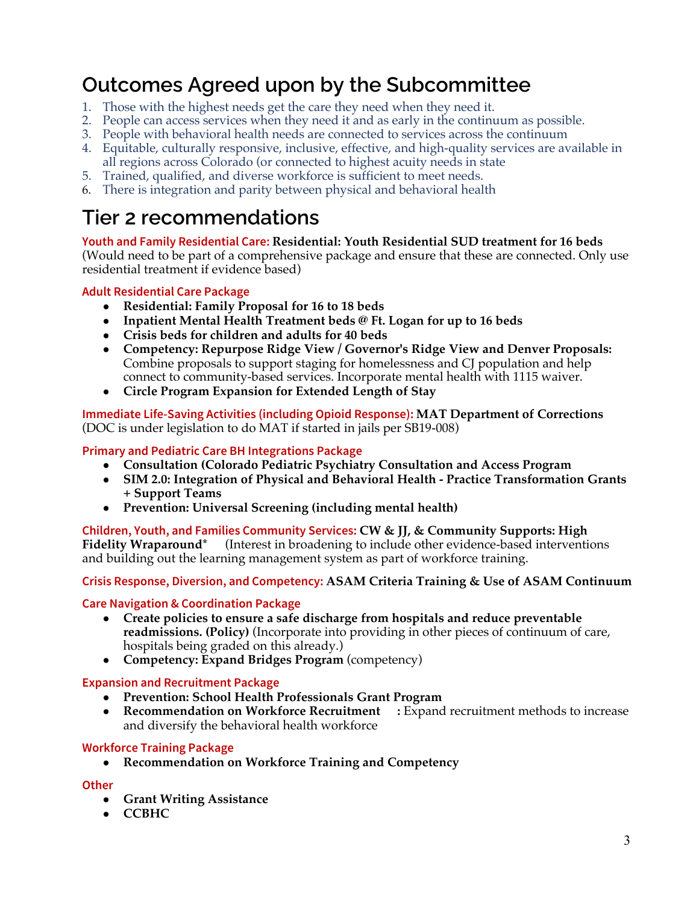# Outcomes Agreed upon by the Subcommittee

1. Those with the highest needs get the care they need when they need it.
2. People can access services when they need it and as early in the continuum as possible.
3. People with behavioral health needs are connected to services across the continuum
4. Equitable, culturally responsive, inclusive, effective, and high-quality services are available in all regions across Colorado (or connected to highest acuity needs in state
5. Trained, qualified, and diverse workforce is sufficient to meet needs.
6. There is integration and parity between physical and behavioral health

# Tier 2 recommendations

**Youth and Family Residential Care:** **Residential: Youth Residential SUD treatment for 16 beds** (Would need to be part of a comprehensive package and ensure that these are connected. Only use residential treatment if evidence based)

**Adult Residential Care Package**

- **Residential: Family Proposal for 16 to 18 beds**
- **Inpatient Mental Health Treatment beds @ Ft. Logan for up to 16 beds**
- **Crisis beds for children and adults for 40 beds**
- **Competency: Repurpose Ridge View / Governor's Ridge View and Denver Proposals:** Combine proposals to support staging for homelessness and CJ population and help connect to community-based services. Incorporate mental health with 1115 waiver.
- **Circle Program Expansion for Extended Length of Stay**

**Immediate Life-Saving Activities (including Opioid Response):** **MAT Department of Corrections** (DOC is under legislation to do MAT if started in jails per SB19-008)

**Primary and Pediatric Care BH Integrations Package**

- **Consultation (Colorado Pediatric Psychiatry Consultation and Access Program**
- **SIM 2.0: Integration of Physical and Behavioral Health - Practice Transformation Grants + Support Teams**
- **Prevention: Universal Screening (including mental health)**

**Children, Youth, and Families Community Services:** **CW & JJ, & Community Supports: High Fidelity Wraparound*** (Interest in broadening to include other evidence-based interventions and building out the learning management system as part of workforce training.

**Crisis Response, Diversion, and Competency:** **ASAM Criteria Training & Use of ASAM Continuum**

**Care Navigation & Coordination Package**

- **Create policies to ensure a safe discharge from hospitals and reduce preventable readmissions. (Policy)** (Incorporate into providing in other pieces of continuum of care, hospitals being graded on this already.)
- **Competency: Expand Bridges Program** (competency)

**Expansion and Recruitment Package**

- **Prevention: School Health Professionals Grant Program**
- **Recommendation on Workforce Recruitment :** Expand recruitment methods to increase and diversify the behavioral health workforce

**Workforce Training Package**

- **Recommendation on Workforce Training and Competency**

**Other**

- **Grant Writing Assistance**
- **CCBHC**